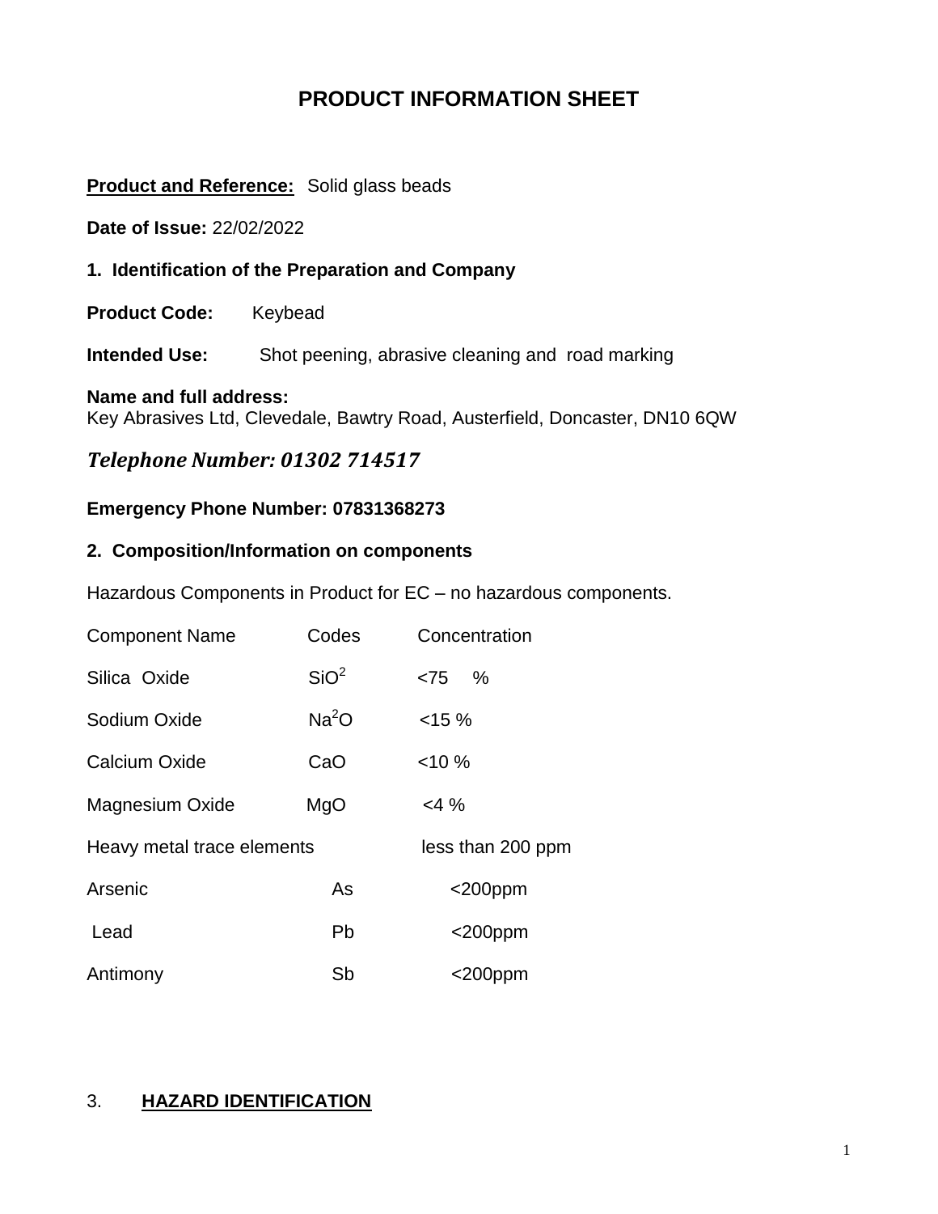# PRODUCT INFORMATION SHEET

**Product and Reference:** Solid glass beads

**Date of Issue:** 22/02/2022

### 1. Identification of the Preparation and Company

**Product Code:** Keybead

**Intended Use:** Shot peening, abrasive cleaning and road marking

**Name and full address:**
Key Abrasives Ltd, Clevedale, Bawtry Road, Austerfield, Doncaster, DN10 6QW

***Telephone Number: 01302 714517***

**Emergency Phone Number: 07831368273**

### 2. Composition/Information on components

Hazardous Components in Product for EC – no hazardous components.

| Component Name | Codes | Concentration |
|---|---|---|
| Silica Oxide | $SiO^2$ | <75 % |
| Sodium Oxide | $Na^2O$ | <15 % |
| Calcium Oxide | CaO | <10 % |
| Magnesium Oxide | MgO | <4 % |
| Heavy metal trace elements | | less than 200 ppm |
| Arsenic | As | <200ppm |
| Lead | Pb | <200ppm |
| Antimony | Sb | <200ppm |

### 3. HAZARD IDENTIFICATION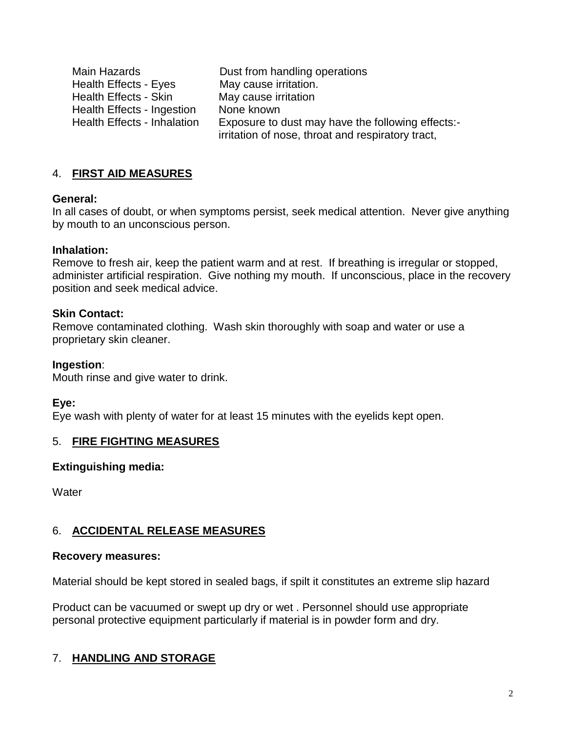| | |
|---|---|
| Main Hazards | Dust from handling operations |
| Health Effects - Eyes | May cause irritation. |
| Health Effects - Skin | May cause irritation |
| Health Effects - Ingestion | None known |
| Health Effects - Inhalation | Exposure to dust may have the following effects:- irritation of nose, throat and respiratory tract, |

## 4. **FIRST AID MEASURES**

**General:**
In all cases of doubt, or when symptoms persist, seek medical attention. Never give anything by mouth to an unconscious person.

**Inhalation:**
Remove to fresh air, keep the patient warm and at rest. If breathing is irregular or stopped, administer artificial respiration. Give nothing my mouth. If unconscious, place in the recovery position and seek medical advice.

**Skin Contact:**
Remove contaminated clothing. Wash skin thoroughly with soap and water or use a proprietary skin cleaner.

**Ingestion**:
Mouth rinse and give water to drink.

**Eye:**
Eye wash with plenty of water for at least 15 minutes with the eyelids kept open.

## 5. **FIRE FIGHTING MEASURES**

**Extinguishing media:**

Water

## 6. **ACCIDENTAL RELEASE MEASURES**

**Recovery measures:**

Material should be kept stored in sealed bags, if spilt it constitutes an extreme slip hazard

Product can be vacuumed or swept up dry or wet . Personnel should use appropriate personal protective equipment particularly if material is in powder form and dry.

## 7. **HANDLING AND STORAGE**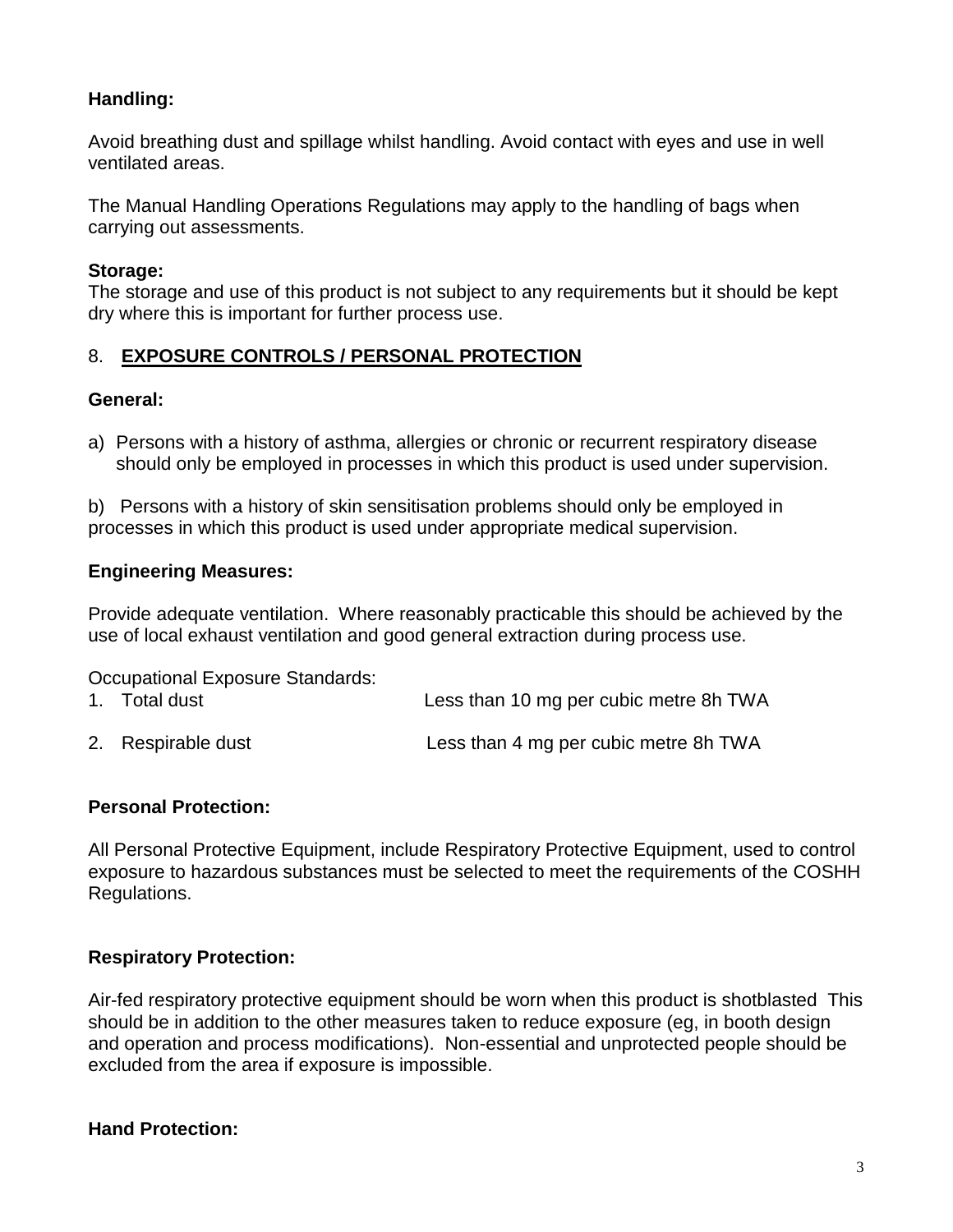**Handling:**

Avoid breathing dust and spillage whilst handling. Avoid contact with eyes and use in well ventilated areas.

The Manual Handling Operations Regulations may apply to the handling of bags when carrying out assessments.

**Storage:**
The storage and use of this product is not subject to any requirements but it should be kept dry where this is important for further process use.

## 8. <u>EXPOSURE CONTROLS / PERSONAL PROTECTION</u>

**General:**

a) Persons with a history of asthma, allergies or chronic or recurrent respiratory disease should only be employed in processes in which this product is used under supervision.

b) Persons with a history of skin sensitisation problems should only be employed in processes in which this product is used under appropriate medical supervision.

**Engineering Measures:**

Provide adequate ventilation. Where reasonably practicable this should be achieved by the use of local exhaust ventilation and good general extraction during process use.

Occupational Exposure Standards:

1. Total dust — Less than 10 mg per cubic metre 8h TWA
2. Respirable dust — Less than 4 mg per cubic metre 8h TWA

**Personal Protection:**

All Personal Protective Equipment, include Respiratory Protective Equipment, used to control exposure to hazardous substances must be selected to meet the requirements of the COSHH Regulations.

**Respiratory Protection:**

Air-fed respiratory protective equipment should be worn when this product is shotblasted This should be in addition to the other measures taken to reduce exposure (eg, in booth design and operation and process modifications). Non-essential and unprotected people should be excluded from the area if exposure is impossible.

**Hand Protection:**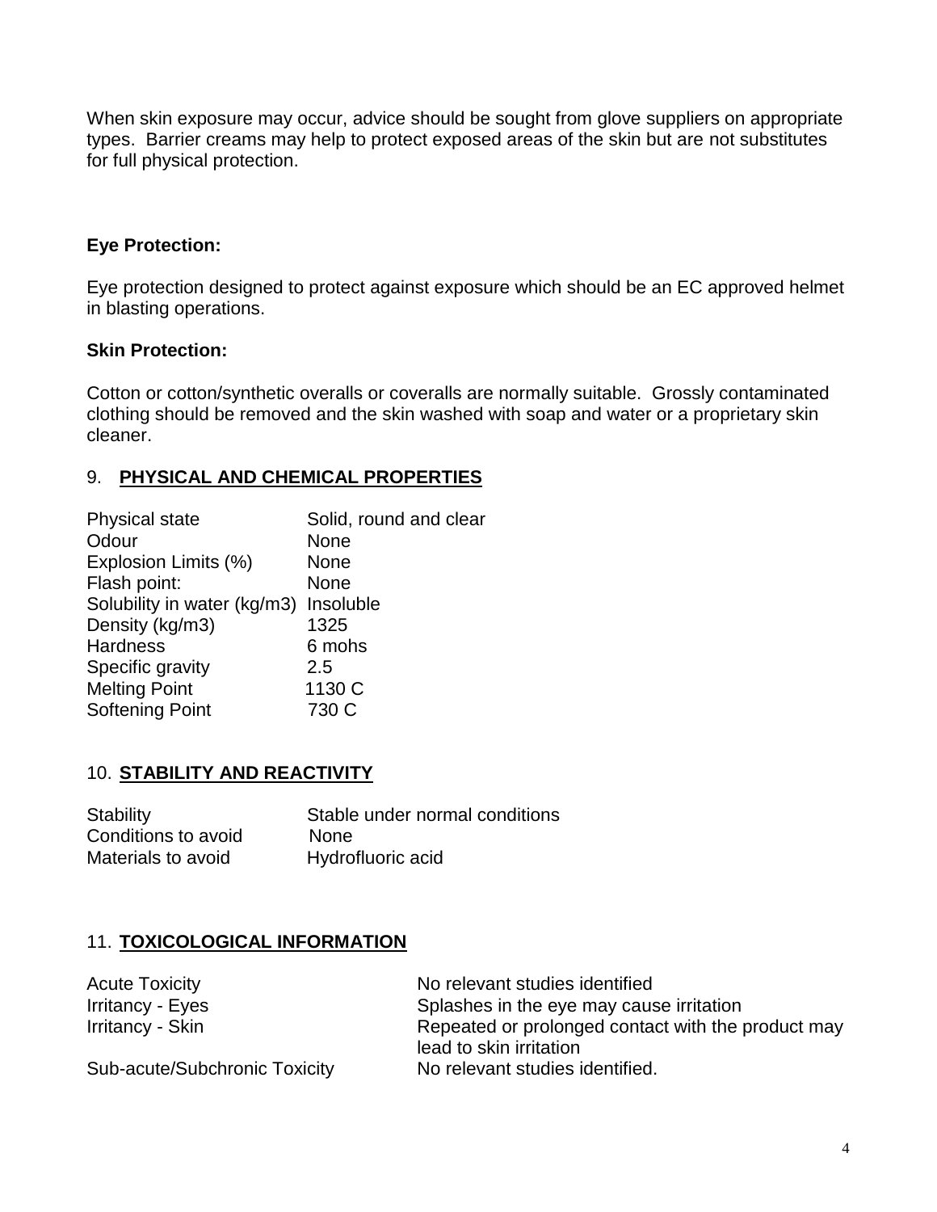When skin exposure may occur, advice should be sought from glove suppliers on appropriate types. Barrier creams may help to protect exposed areas of the skin but are not substitutes for full physical protection.

**Eye Protection:**

Eye protection designed to protect against exposure which should be an EC approved helmet in blasting operations.

**Skin Protection:**

Cotton or cotton/synthetic overalls or coveralls are normally suitable. Grossly contaminated clothing should be removed and the skin washed with soap and water or a proprietary skin cleaner.

## 9. PHYSICAL AND CHEMICAL PROPERTIES

| | |
|---|---|
| Physical state | Solid, round and clear |
| Odour | None |
| Explosion Limits (%) | None |
| Flash point: | None |
| Solubility in water (kg/m3) | Insoluble |
| Density (kg/m3) | 1325 |
| Hardness | 6 mohs |
| Specific gravity | 2.5 |
| Melting Point | 1130 C |
| Softening Point | 730 C |

## 10. STABILITY AND REACTIVITY

| | |
|---|---|
| Stability | Stable under normal conditions |
| Conditions to avoid | None |
| Materials to avoid | Hydrofluoric acid |

## 11. TOXICOLOGICAL INFORMATION

| | |
|---|---|
| Acute Toxicity | No relevant studies identified |
| Irritancy - Eyes | Splashes in the eye may cause irritation |
| Irritancy - Skin | Repeated or prolonged contact with the product may lead to skin irritation |
| Sub-acute/Subchronic Toxicity | No relevant studies identified. |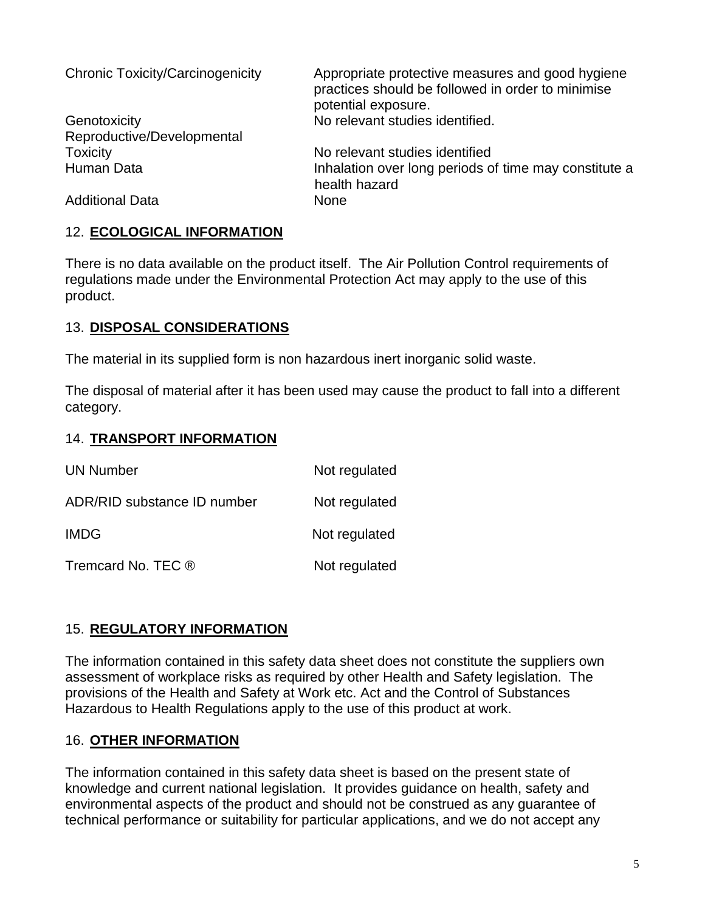| | |
|---|---|
| Chronic Toxicity/Carcinogenicity | Appropriate protective measures and good hygiene practices should be followed in order to minimise potential exposure. |
| Genotoxicity | No relevant studies identified. |
| Reproductive/Developmental Toxicity | No relevant studies identified |
| Human Data | Inhalation over long periods of time may constitute a health hazard |
| Additional Data | None |

## 12. **ECOLOGICAL INFORMATION**

There is no data available on the product itself. The Air Pollution Control requirements of regulations made under the Environmental Protection Act may apply to the use of this product.

## 13. **DISPOSAL CONSIDERATIONS**

The material in its supplied form is non hazardous inert inorganic solid waste.

The disposal of material after it has been used may cause the product to fall into a different category.

## 14. **TRANSPORT INFORMATION**

| | |
|---|---|
| UN Number | Not regulated |
| ADR/RID substance ID number | Not regulated |
| IMDG | Not regulated |
| Tremcard No. TEC ® | Not regulated |

## 15. **REGULATORY INFORMATION**

The information contained in this safety data sheet does not constitute the suppliers own assessment of workplace risks as required by other Health and Safety legislation. The provisions of the Health and Safety at Work etc. Act and the Control of Substances Hazardous to Health Regulations apply to the use of this product at work.

## 16. **OTHER INFORMATION**

The information contained in this safety data sheet is based on the present state of knowledge and current national legislation. It provides guidance on health, safety and environmental aspects of the product and should not be construed as any guarantee of technical performance or suitability for particular applications, and we do not accept any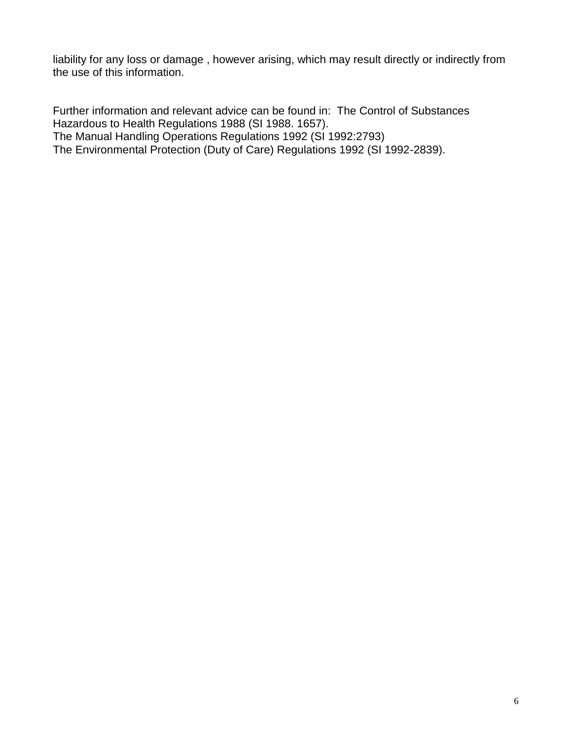liability for any loss or damage , however arising, which may result directly or indirectly from the use of this information.

Further information and relevant advice can be found in: The Control of Substances Hazardous to Health Regulations 1988 (SI 1988. 1657).
The Manual Handling Operations Regulations 1992 (SI 1992:2793)
The Environmental Protection (Duty of Care) Regulations 1992 (SI 1992-2839).